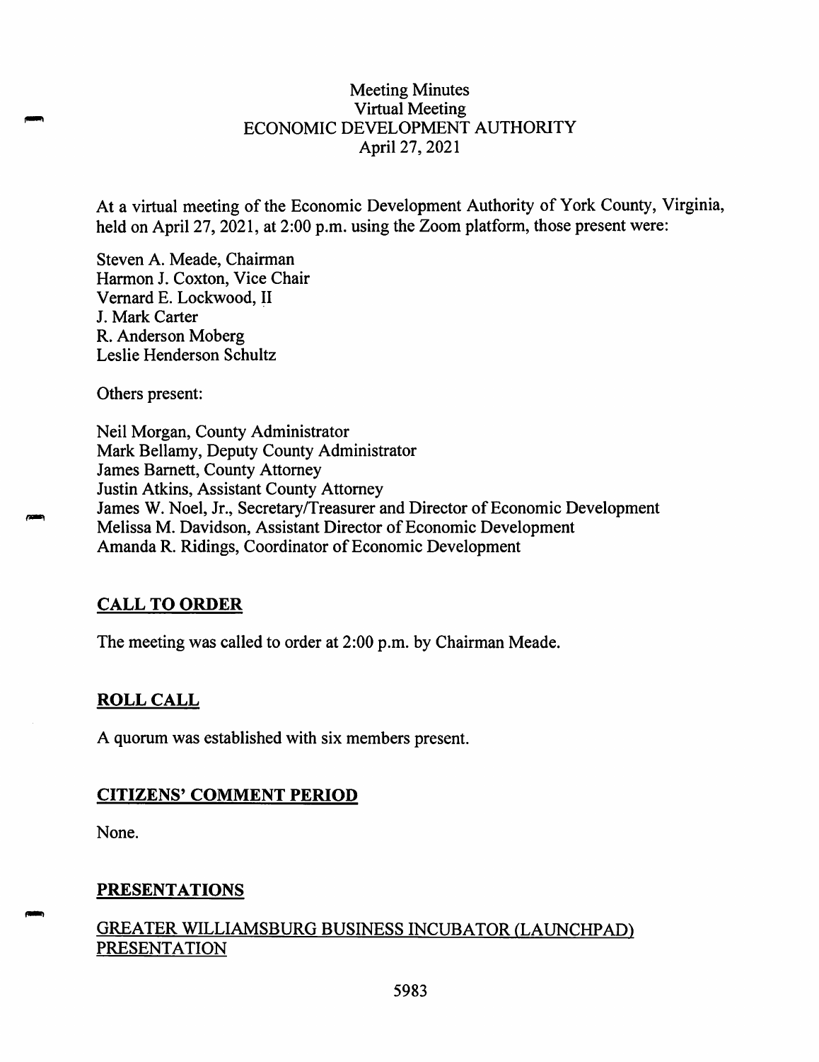# Meeting Minutes
## Virtual Meeting
## ECONOMIC DEVELOPMENT AUTHORITY
## April 27, 2021

At a virtual meeting of the Economic Development Authority of York County, Virginia, held on April 27, 2021, at 2:00 p.m. using the Zoom platform, those present were:

Steven A. Meade, Chairman
Harmon J. Coxton, Vice Chair
Vernard E. Lockwood, II
J. Mark Carter
R. Anderson Moberg
Leslie Henderson Schultz

Others present:

Neil Morgan, County Administrator
Mark Bellamy, Deputy County Administrator
James Barnett, County Attorney
Justin Atkins, Assistant County Attorney
James W. Noel, Jr., Secretary/Treasurer and Director of Economic Development
Melissa M. Davidson, Assistant Director of Economic Development
Amanda R. Ridings, Coordinator of Economic Development

**CALL TO ORDER**

The meeting was called to order at 2:00 p.m. by Chairman Meade.

**ROLL CALL**

A quorum was established with six members present.

**CITIZENS' COMMENT PERIOD**

None.

**PRESENTATIONS**

GREATER WILLIAMSBURG BUSINESS INCUBATOR (LAUNCHPAD) PRESENTATION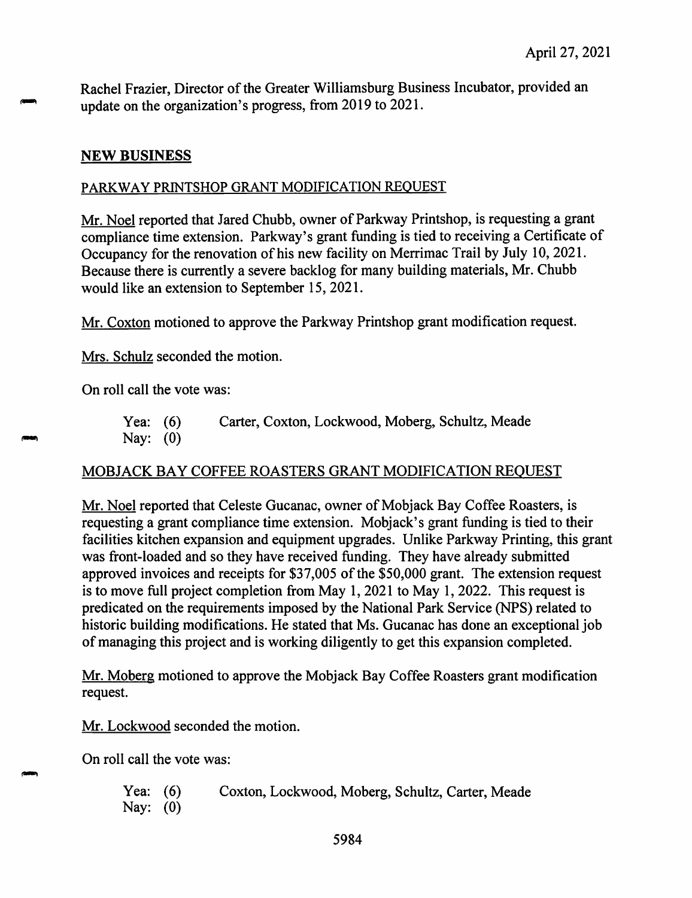April 27, 2021

Rachel Frazier, Director of the Greater Williamsburg Business Incubator, provided an update on the organization's progress, from 2019 to 2021.

## NEW BUSINESS

### PARKWAY PRINTSHOP GRANT MODIFICATION REQUEST

Mr. Noel reported that Jared Chubb, owner of Parkway Printshop, is requesting a grant compliance time extension. Parkway's grant funding is tied to receiving a Certificate of Occupancy for the renovation of his new facility on Merrimac Trail by July 10, 2021. Because there is currently a severe backlog for many building materials, Mr. Chubb would like an extension to September 15, 2021.

Mr. Coxton motioned to approve the Parkway Printshop grant modification request.

Mrs. Schulz seconded the motion.

On roll call the vote was:

Yea: (6) Carter, Coxton, Lockwood, Moberg, Schultz, Meade
Nay: (0)

### MOBJACK BAY COFFEE ROASTERS GRANT MODIFICATION REQUEST

Mr. Noel reported that Celeste Gucanac, owner of Mobjack Bay Coffee Roasters, is requesting a grant compliance time extension. Mobjack's grant funding is tied to their facilities kitchen expansion and equipment upgrades. Unlike Parkway Printing, this grant was front-loaded and so they have received funding. They have already submitted approved invoices and receipts for $37,005 of the $50,000 grant. The extension request is to move full project completion from May 1, 2021 to May 1, 2022. This request is predicated on the requirements imposed by the National Park Service (NPS) related to historic building modifications. He stated that Ms. Gucanac has done an exceptional job of managing this project and is working diligently to get this expansion completed.

Mr. Moberg motioned to approve the Mobjack Bay Coffee Roasters grant modification request.

Mr. Lockwood seconded the motion.

On roll call the vote was:

Yea: (6) Coxton, Lockwood, Moberg, Schultz, Carter, Meade
Nay: (0)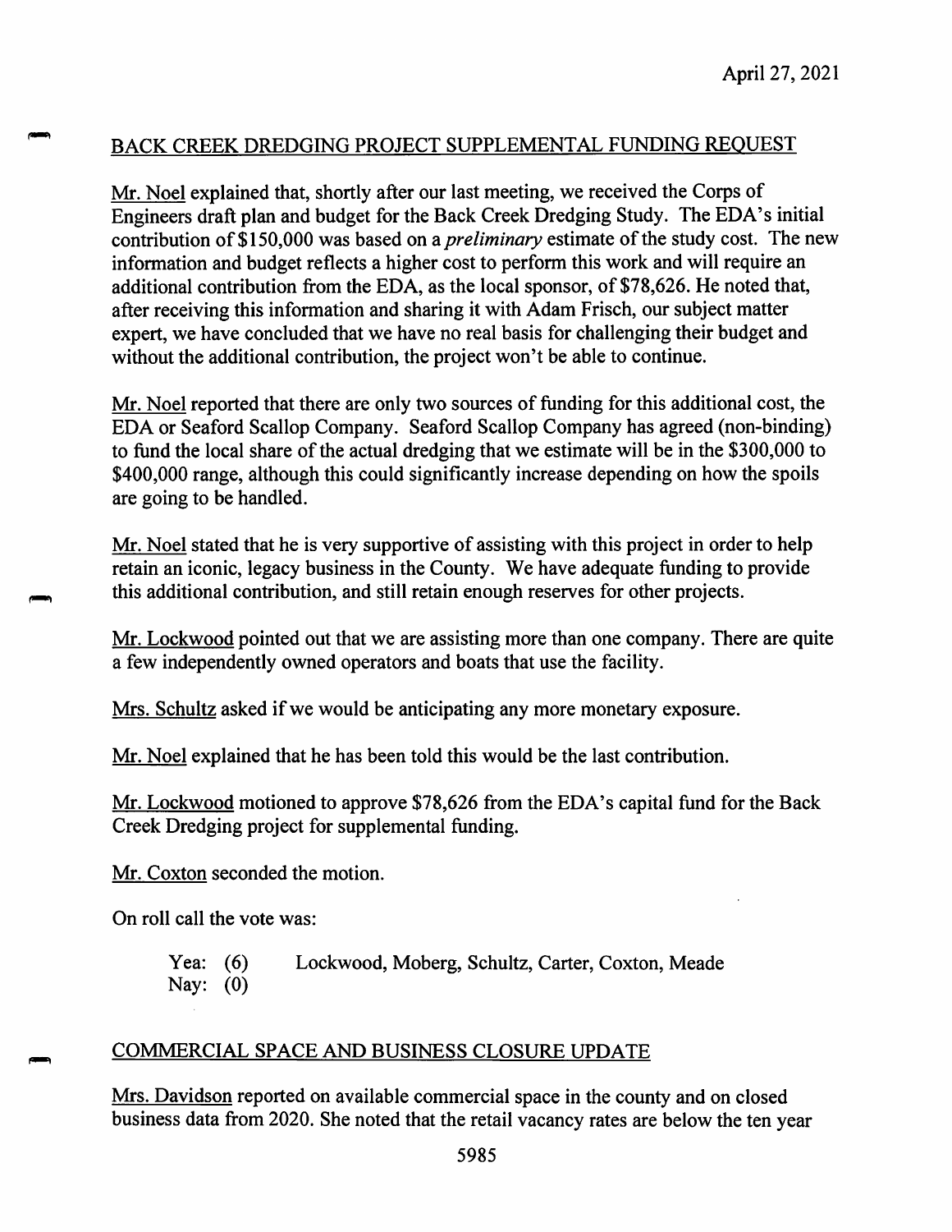April 27, 2021

## BACK CREEK DREDGING PROJECT SUPPLEMENTAL FUNDING REQUEST

Mr. Noel explained that, shortly after our last meeting, we received the Corps of Engineers draft plan and budget for the Back Creek Dredging Study. The EDA's initial contribution of $150,000 was based on a *preliminary* estimate of the study cost. The new information and budget reflects a higher cost to perform this work and will require an additional contribution from the EDA, as the local sponsor, of $78,626. He noted that, after receiving this information and sharing it with Adam Frisch, our subject matter expert, we have concluded that we have no real basis for challenging their budget and without the additional contribution, the project won't be able to continue.

Mr. Noel reported that there are only two sources of funding for this additional cost, the EDA or Seaford Scallop Company. Seaford Scallop Company has agreed (non-binding) to fund the local share of the actual dredging that we estimate will be in the $300,000 to $400,000 range, although this could significantly increase depending on how the spoils are going to be handled.

Mr. Noel stated that he is very supportive of assisting with this project in order to help retain an iconic, legacy business in the County. We have adequate funding to provide this additional contribution, and still retain enough reserves for other projects.

Mr. Lockwood pointed out that we are assisting more than one company. There are quite a few independently owned operators and boats that use the facility.

Mrs. Schultz asked if we would be anticipating any more monetary exposure.

Mr. Noel explained that he has been told this would be the last contribution.

Mr. Lockwood motioned to approve $78,626 from the EDA's capital fund for the Back Creek Dredging project for supplemental funding.

Mr. Coxton seconded the motion.

On roll call the vote was:

Yea: (6) Lockwood, Moberg, Schultz, Carter, Coxton, Meade
Nay: (0)

## COMMERCIAL SPACE AND BUSINESS CLOSURE UPDATE

Mrs. Davidson reported on available commercial space in the county and on closed business data from 2020. She noted that the retail vacancy rates are below the ten year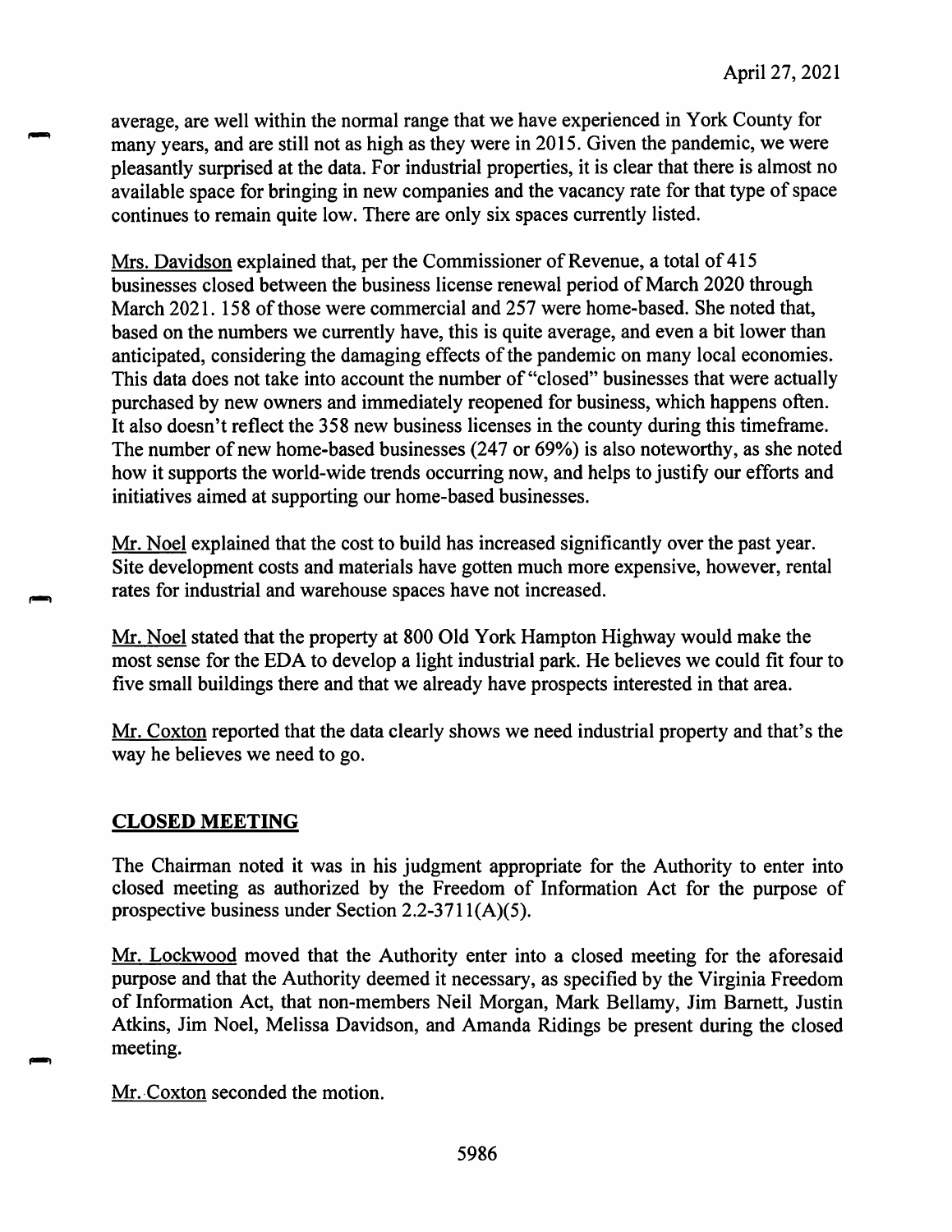average, are well within the normal range that we have experienced in York County for many years, and are still not as high as they were in 2015. Given the pandemic, we were pleasantly surprised at the data. For industrial properties, it is clear that there is almost no available space for bringing in new companies and the vacancy rate for that type of space continues to remain quite low. There are only six spaces currently listed.

Mrs. Davidson explained that, per the Commissioner of Revenue, a total of 415 businesses closed between the business license renewal period of March 2020 through March 2021. 158 of those were commercial and 257 were home-based. She noted that, based on the numbers we currently have, this is quite average, and even a bit lower than anticipated, considering the damaging effects of the pandemic on many local economies. This data does not take into account the number of "closed" businesses that were actually purchased by new owners and immediately reopened for business, which happens often. It also doesn't reflect the 358 new business licenses in the county during this timeframe. The number of new home-based businesses (247 or 69%) is also noteworthy, as she noted how it supports the world-wide trends occurring now, and helps to justify our efforts and initiatives aimed at supporting our home-based businesses.

Mr. Noel explained that the cost to build has increased significantly over the past year. Site development costs and materials have gotten much more expensive, however, rental rates for industrial and warehouse spaces have not increased.

Mr. Noel stated that the property at 800 Old York Hampton Highway would make the most sense for the EDA to develop a light industrial park. He believes we could fit four to five small buildings there and that we already have prospects interested in that area.

Mr. Coxton reported that the data clearly shows we need industrial property and that's the way he believes we need to go.

## CLOSED MEETING

The Chairman noted it was in his judgment appropriate for the Authority to enter into closed meeting as authorized by the Freedom of Information Act for the purpose of prospective business under Section 2.2-3711(A)(5).

Mr. Lockwood moved that the Authority enter into a closed meeting for the aforesaid purpose and that the Authority deemed it necessary, as specified by the Virginia Freedom of Information Act, that non-members Neil Morgan, Mark Bellamy, Jim Barnett, Justin Atkins, Jim Noel, Melissa Davidson, and Amanda Ridings be present during the closed meeting.

Mr. Coxton seconded the motion.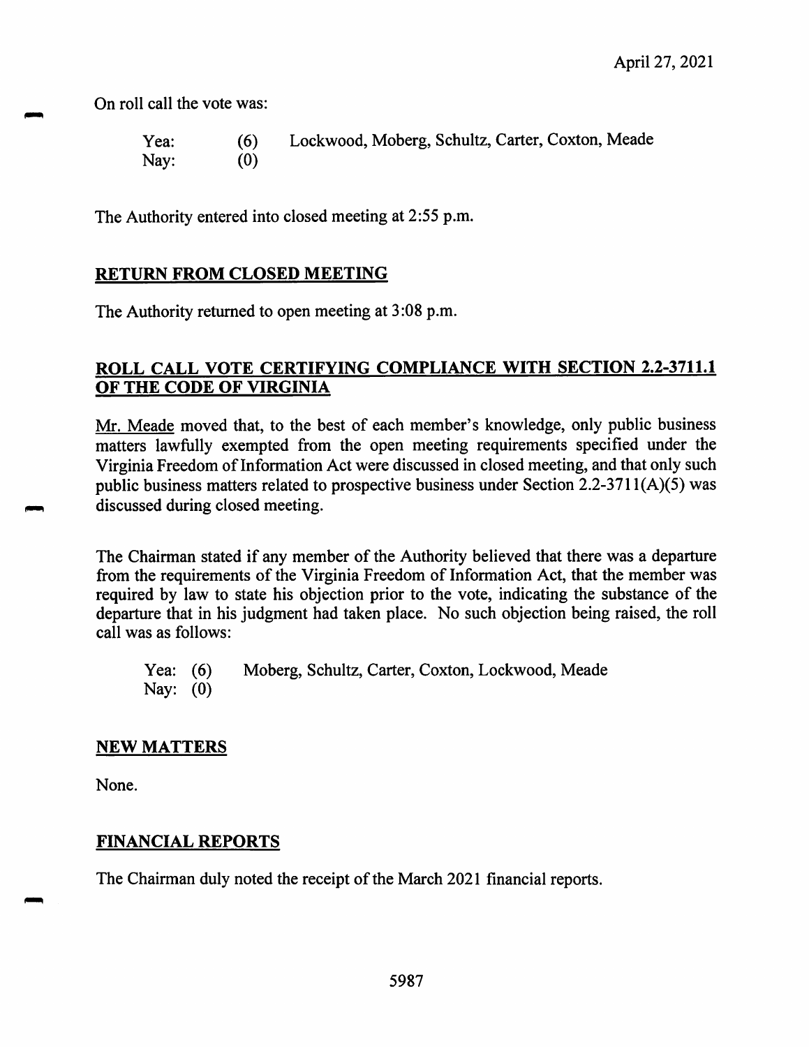On roll call the vote was:

Yea: (6) Lockwood, Moberg, Schultz, Carter, Coxton, Meade
Nay: (0)

The Authority entered into closed meeting at 2:55 p.m.

## RETURN FROM CLOSED MEETING

The Authority returned to open meeting at 3:08 p.m.

## ROLL CALL VOTE CERTIFYING COMPLIANCE WITH SECTION 2.2-3711.1 OF THE CODE OF VIRGINIA

Mr. Meade moved that, to the best of each member's knowledge, only public business matters lawfully exempted from the open meeting requirements specified under the Virginia Freedom of Information Act were discussed in closed meeting, and that only such public business matters related to prospective business under Section 2.2-3711(A)(5) was discussed during closed meeting.

The Chairman stated if any member of the Authority believed that there was a departure from the requirements of the Virginia Freedom of Information Act, that the member was required by law to state his objection prior to the vote, indicating the substance of the departure that in his judgment had taken place. No such objection being raised, the roll call was as follows:

Yea: (6) Moberg, Schultz, Carter, Coxton, Lockwood, Meade
Nay: (0)

## NEW MATTERS

None.

## FINANCIAL REPORTS

The Chairman duly noted the receipt of the March 2021 financial reports.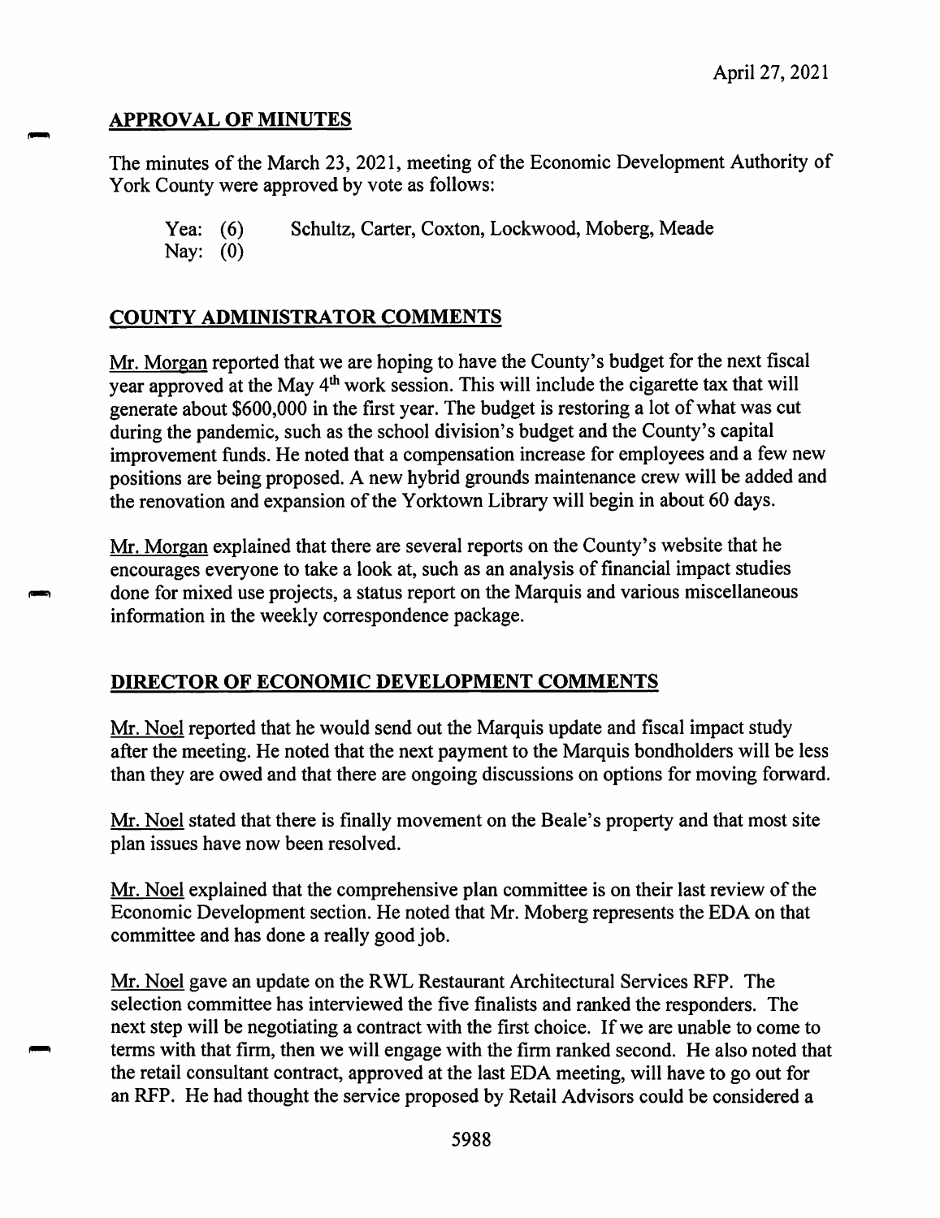April 27, 2021

## APPROVAL OF MINUTES

The minutes of the March 23, 2021, meeting of the Economic Development Authority of York County were approved by vote as follows:

Yea: (6) Schultz, Carter, Coxton, Lockwood, Moberg, Meade
Nay: (0)

## COUNTY ADMINISTRATOR COMMENTS

Mr. Morgan reported that we are hoping to have the County's budget for the next fiscal year approved at the May 4th work session. This will include the cigarette tax that will generate about $600,000 in the first year. The budget is restoring a lot of what was cut during the pandemic, such as the school division's budget and the County's capital improvement funds. He noted that a compensation increase for employees and a few new positions are being proposed. A new hybrid grounds maintenance crew will be added and the renovation and expansion of the Yorktown Library will begin in about 60 days.

Mr. Morgan explained that there are several reports on the County's website that he encourages everyone to take a look at, such as an analysis of financial impact studies done for mixed use projects, a status report on the Marquis and various miscellaneous information in the weekly correspondence package.

## DIRECTOR OF ECONOMIC DEVELOPMENT COMMENTS

Mr. Noel reported that he would send out the Marquis update and fiscal impact study after the meeting. He noted that the next payment to the Marquis bondholders will be less than they are owed and that there are ongoing discussions on options for moving forward.

Mr. Noel stated that there is finally movement on the Beale's property and that most site plan issues have now been resolved.

Mr. Noel explained that the comprehensive plan committee is on their last review of the Economic Development section. He noted that Mr. Moberg represents the EDA on that committee and has done a really good job.

Mr. Noel gave an update on the RWL Restaurant Architectural Services RFP. The selection committee has interviewed the five finalists and ranked the responders. The next step will be negotiating a contract with the first choice. If we are unable to come to terms with that firm, then we will engage with the firm ranked second. He also noted that the retail consultant contract, approved at the last EDA meeting, will have to go out for an RFP. He had thought the service proposed by Retail Advisors could be considered a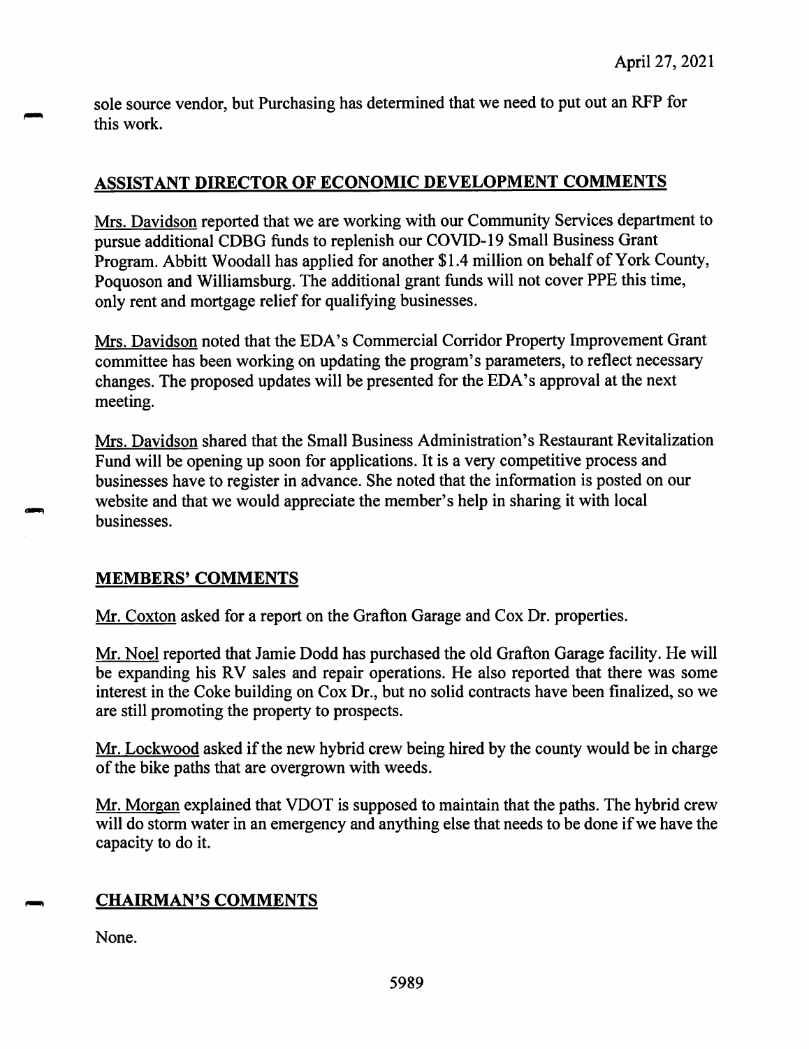sole source vendor, but Purchasing has determined that we need to put out an RFP for this work.

## ASSISTANT DIRECTOR OF ECONOMIC DEVELOPMENT COMMENTS

Mrs. Davidson reported that we are working with our Community Services department to pursue additional CDBG funds to replenish our COVID-19 Small Business Grant Program. Abbitt Woodall has applied for another $1.4 million on behalf of York County, Poquoson and Williamsburg. The additional grant funds will not cover PPE this time, only rent and mortgage relief for qualifying businesses.

Mrs. Davidson noted that the EDA's Commercial Corridor Property Improvement Grant committee has been working on updating the program's parameters, to reflect necessary changes. The proposed updates will be presented for the EDA's approval at the next meeting.

Mrs. Davidson shared that the Small Business Administration's Restaurant Revitalization Fund will be opening up soon for applications. It is a very competitive process and businesses have to register in advance. She noted that the information is posted on our website and that we would appreciate the member's help in sharing it with local businesses.

## MEMBERS' COMMENTS

Mr. Coxton asked for a report on the Grafton Garage and Cox Dr. properties.

Mr. Noel reported that Jamie Dodd has purchased the old Grafton Garage facility. He will be expanding his RV sales and repair operations. He also reported that there was some interest in the Coke building on Cox Dr., but no solid contracts have been finalized, so we are still promoting the property to prospects.

Mr. Lockwood asked if the new hybrid crew being hired by the county would be in charge of the bike paths that are overgrown with weeds.

Mr. Morgan explained that VDOT is supposed to maintain that the paths. The hybrid crew will do storm water in an emergency and anything else that needs to be done if we have the capacity to do it.

## CHAIRMAN'S COMMENTS

None.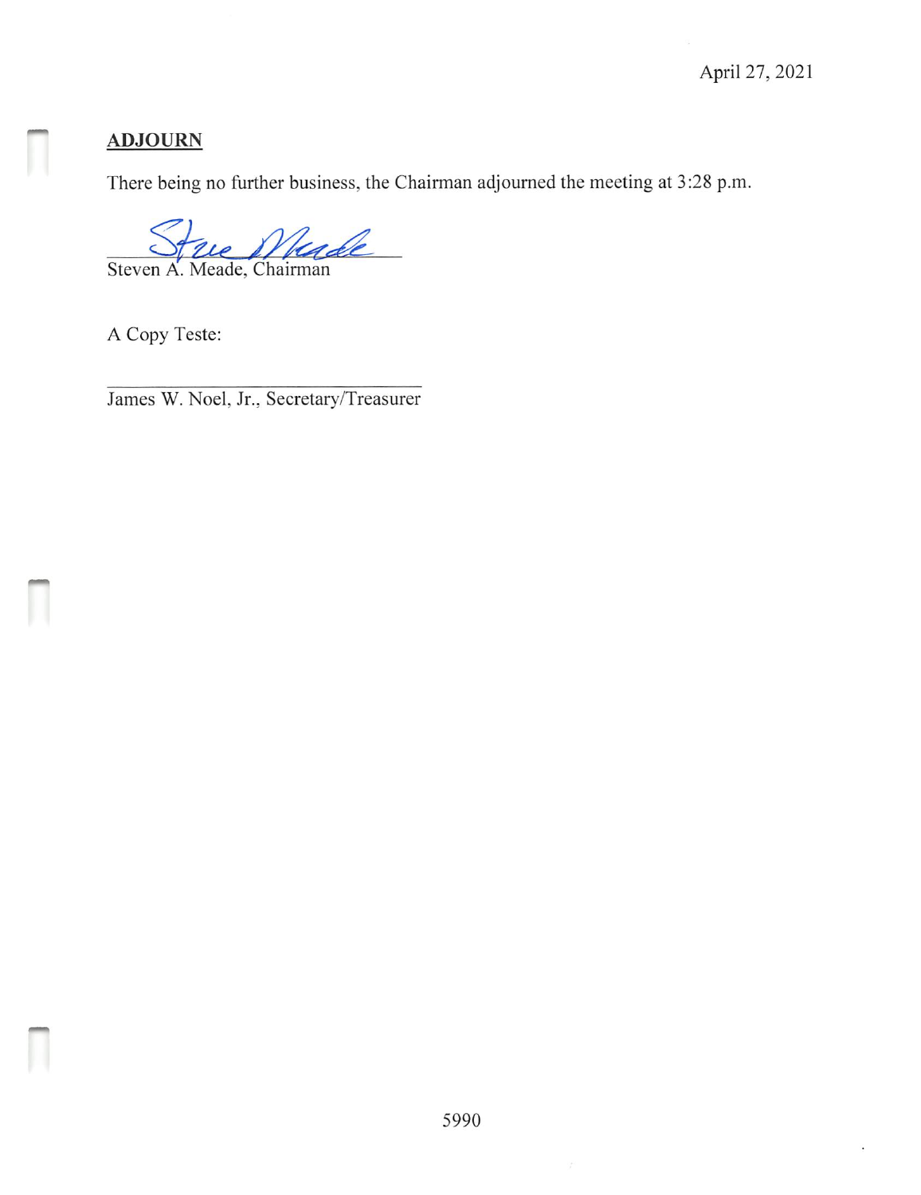April 27, 2021

## ADJOURN

There being no further business, the Chairman adjourned the meeting at 3:28 p.m.

Steven A. Meade, Chairman

A Copy Teste:

James W. Noel, Jr., Secretary/Treasurer